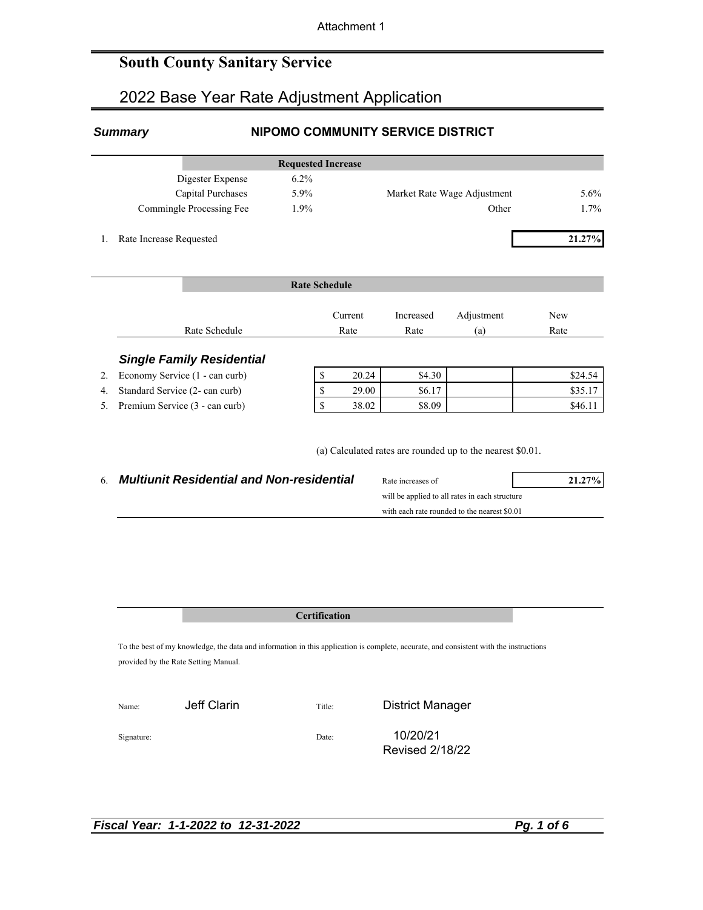Attachment 1

# South County Sanitary Service

## 2022 Base Year Rate Adjustment Application

***Summary*** **NIPOMO COMMUNITY SERVICE DISTRICT**

**Requested Increase**

| | | | |
|---|---|---|---|
| Digester Expense | 6.2% | | |
| Capital Purchases | 5.9% | Market Rate Wage Adjustment | 5.6% |
| Commingle Processing Fee | 1.9% | Other | 1.7% |

1. Rate Increase Requested **21.27%**

**Rate Schedule**

| | Rate Schedule | Current Rate | Increased Rate | Adjustment (a) | New Rate |
|---|---|---|---|---|---|
| | ***Single Family Residential*** | | | | |
| 2. | Economy Service (1 - can curb) | $ 20.24 | $4.30 | | $24.54 |
| 4. | Standard Service (2- can curb) | $ 29.00 | $6.17 | | $35.17 |
| 5. | Premium Service (3 - can curb) | $ 38.02 | $8.09 | | $46.11 |

(a) Calculated rates are rounded up to the nearest $0.01.

6. ***Multiunit Residential and Non-residential*** Rate increases of **21.27%** will be applied to all rates in each structure with each rate rounded to the nearest $0.01

**Certification**

To the best of my knowledge, the data and information in this application is complete, accurate, and consistent with the instructions provided by the Rate Setting Manual.

Name: Jeff Clarin Title: District Manager

Signature: Date: 10/20/21 Revised 2/18/22

***Fiscal Year: 1-1-2022 to 12-31-2022***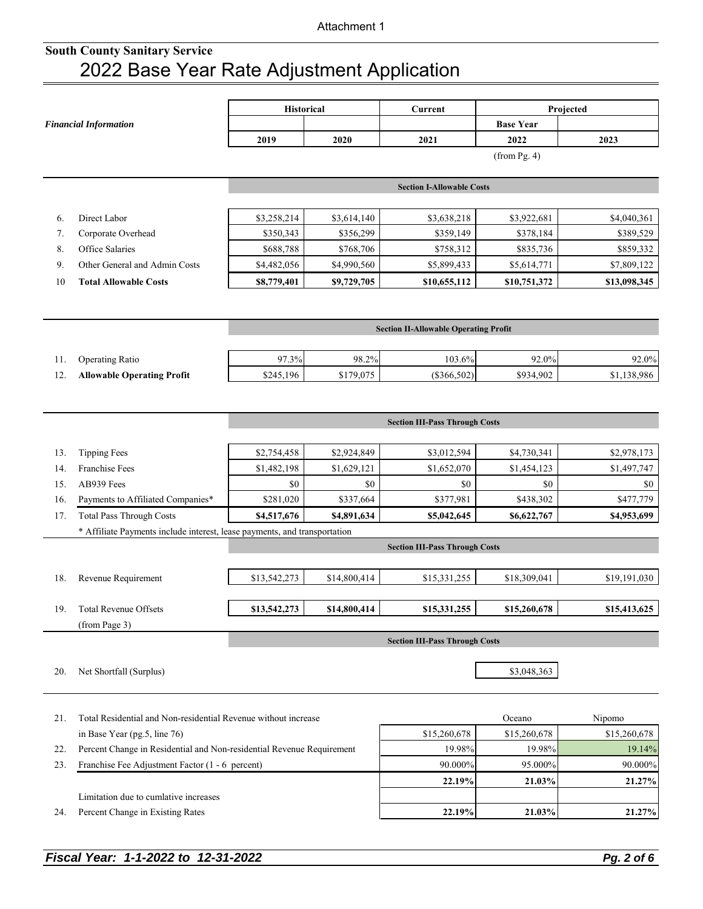Attachment 1

**South County Sanitary Service**

# 2022 Base Year Rate Adjustment Application

| | *Financial Information* | Historical | | Current | Projected | |
|---|---|---|---|---|---|---|
| | | | | | Base Year | |
| | | 2019 | 2020 | 2021 | 2022 | 2023 |
| | | | | | (from Pg. 4) | |
| | | **Section I-Allowable Costs** | | | | |
| 6. | Direct Labor | $3,258,214 | $3,614,140 | $3,638,218 | $3,922,681 | $4,040,361 |
| 7. | Corporate Overhead | $350,343 | $356,299 | $359,149 | $378,184 | $389,529 |
| 8. | Office Salaries | $688,788 | $768,706 | $758,312 | $835,736 | $859,332 |
| 9. | Other General and Admin Costs | $4,482,056 | $4,990,560 | $5,899,433 | $5,614,771 | $7,809,122 |
| 10 | **Total Allowable Costs** | **$8,779,401** | **$9,729,705** | **$10,655,112** | **$10,751,372** | **$13,098,345** |
| | | **Section II-Allowable Operating Profit** | | | | |
| 11. | Operating Ratio | 97.3% | 98.2% | 103.6% | 92.0% | 92.0% |
| 12. | **Allowable Operating Profit** | $245,196 | $179,075 | ($366,502) | $934,902 | $1,138,986 |
| | | **Section III-Pass Through Costs** | | | | |
| 13. | Tipping Fees | $2,754,458 | $2,924,849 | $3,012,594 | $4,730,341 | $2,978,173 |
| 14. | Franchise Fees | $1,482,198 | $1,629,121 | $1,652,070 | $1,454,123 | $1,497,747 |
| 15. | AB939 Fees | $0 | $0 | $0 | $0 | $0 |
| 16. | Payments to Affiliated Companies* | $281,020 | $337,664 | $377,981 | $438,302 | $477,779 |
| 17. | Total Pass Through Costs | **$4,517,676** | **$4,891,634** | **$5,042,645** | **$6,622,767** | **$4,953,699** |
| | * Affiliate Payments include interest, lease payments, and transportation | | | | | |
| | | **Section III-Pass Through Costs** | | | | |
| 18. | Revenue Requirement | $13,542,273 | $14,800,414 | $15,331,255 | $18,309,041 | $19,191,030 |
| 19. | Total Revenue Offsets (from Page 3) | **$13,542,273** | **$14,800,414** | **$15,331,255** | **$15,260,678** | **$15,413,625** |
| | | **Section III-Pass Through Costs** | | | | |
| 20. | Net Shortfall (Surplus) | | | | $3,048,363 | |

| | | | Oceano | Nipomo |
|---|---|---|---|---|
| 21. | Total Residential and Non-residential Revenue without increase in Base Year (pg.5, line 76) | $15,260,678 | $15,260,678 | $15,260,678 |
| 22. | Percent Change in Residential and Non-residential Revenue Requirement | 19.98% | 19.98% | 19.14% |
| 23. | Franchise Fee Adjustment Factor (1 - 6 percent) | 90.000% | 95.000% | 90.000% |
| | | **22.19%** | **21.03%** | **21.27%** |
| | Limitation due to cumlative increases | | | |
| 24. | Percent Change in Existing Rates | **22.19%** | **21.03%** | **21.27%** |

***Fiscal Year: 1-1-2022 to 12-31-2022***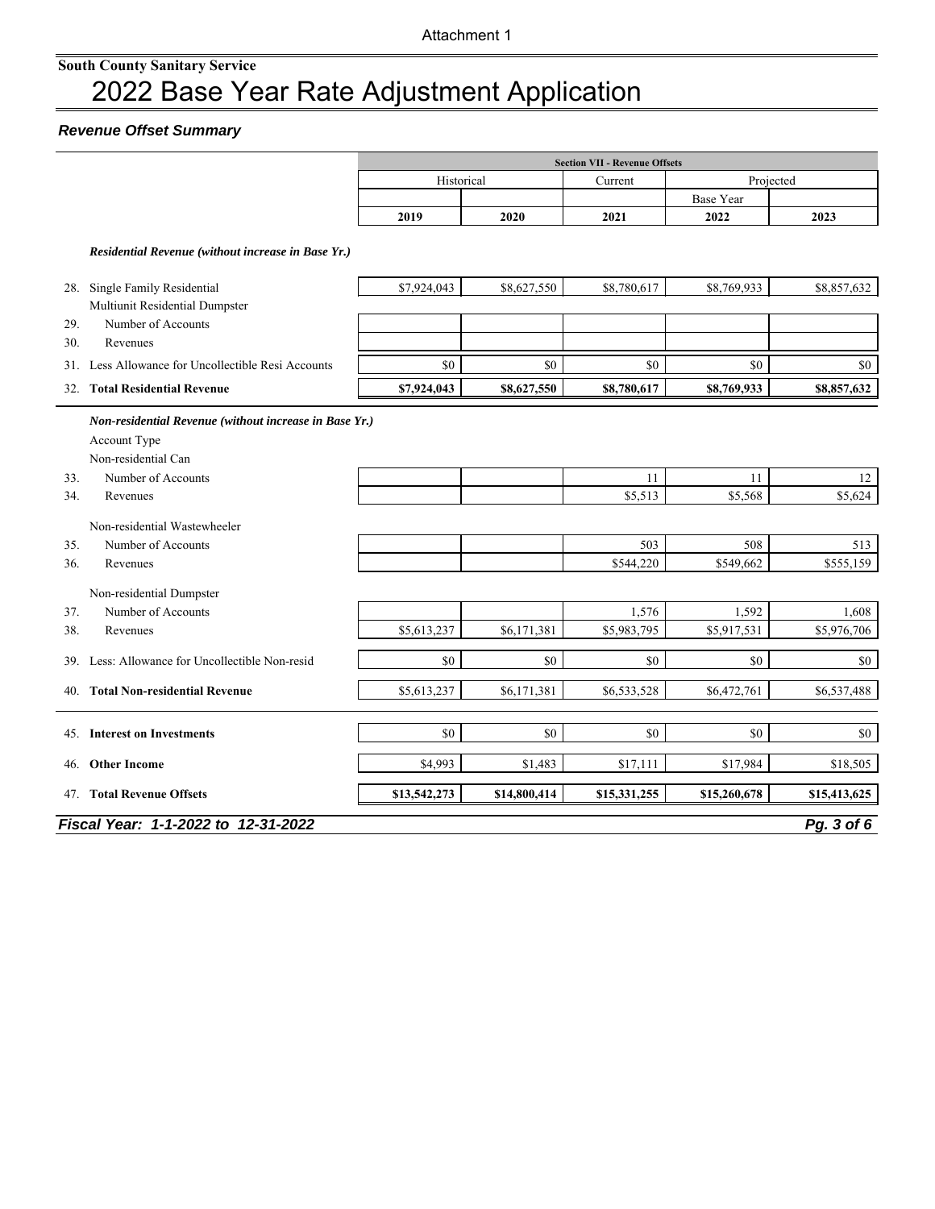Attachment 1

**South County Sanitary Service**

# 2022 Base Year Rate Adjustment Application

***Revenue Offset Summary***

| | | Section VII - Revenue Offsets | | | | |
|---|---|---|---|---|---|---|
| | | Historical | | Current | Projected | |
| | | | | | Base Year | |
| | | **2019** | **2020** | **2021** | **2022** | **2023** |
| | ***Residential Revenue (without increase in Base Yr.)*** | | | | | |
| 28. | Single Family Residential | $7,924,043 | $8,627,550 | $8,780,617 | $8,769,933 | $8,857,632 |
| | Multiunit Residential Dumpster | | | | | |
| 29. | Number of Accounts | | | | | |
| 30. | Revenues | | | | | |
| 31. | Less Allowance for Uncollectible Resi Accounts | $0 | $0 | $0 | $0 | $0 |
| 32. | **Total Residential Revenue** | **$7,924,043** | **$8,627,550** | **$8,780,617** | **$8,769,933** | **$8,857,632** |
| | ***Non-residential Revenue (without increase in Base Yr.)*** | | | | | |
| | Account Type | | | | | |
| | Non-residential Can | | | | | |
| 33. | Number of Accounts | | | 11 | 11 | 12 |
| 34. | Revenues | | | $5,513 | $5,568 | $5,624 |
| | Non-residential Wastewheeler | | | | | |
| 35. | Number of Accounts | | | 503 | 508 | 513 |
| 36. | Revenues | | | $544,220 | $549,662 | $555,159 |
| | Non-residential Dumpster | | | | | |
| 37. | Number of Accounts | | | 1,576 | 1,592 | 1,608 |
| 38. | Revenues | $5,613,237 | $6,171,381 | $5,983,795 | $5,917,531 | $5,976,706 |
| 39. | Less: Allowance for Uncollectible Non-resid | $0 | $0 | $0 | $0 | $0 |
| 40. | **Total Non-residential Revenue** | $5,613,237 | $6,171,381 | $6,533,528 | $6,472,761 | $6,537,488 |
| 45. | **Interest on Investments** | $0 | $0 | $0 | $0 | $0 |
| 46. | **Other Income** | $4,993 | $1,483 | $17,111 | $17,984 | $18,505 |
| 47. | **Total Revenue Offsets** | **$13,542,273** | **$14,800,414** | **$15,331,255** | **$15,260,678** | **$15,413,625** |

***Fiscal Year: 1-1-2022 to 12-31-2022***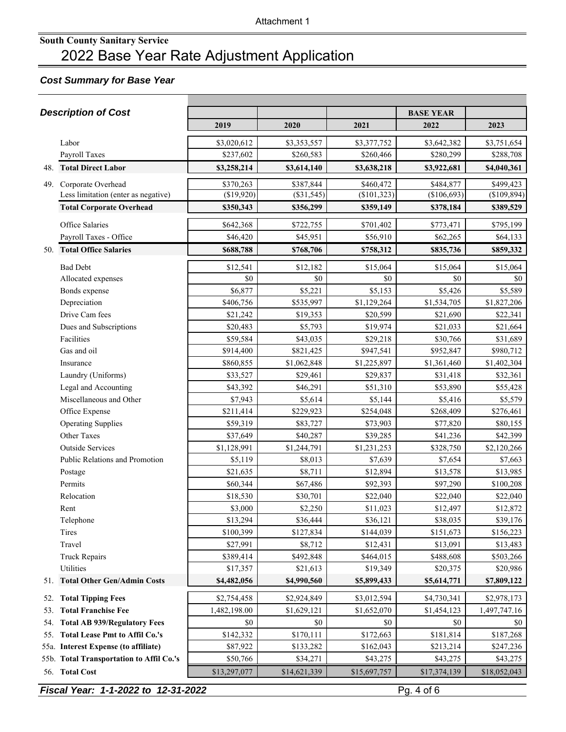Attachment 1

**South County Sanitary Service**

# 2022 Base Year Rate Adjustment Application

***Cost Summary for Base Year***

| | ***Description of Cost*** | 2019 | 2020 | 2021 | BASE YEAR 2022 | 2023 |
|---|---|---|---|---|---|---|
| | Labor | $3,020,612 | $3,353,557 | $3,377,752 | $3,642,382 | $3,751,654 |
| | Payroll Taxes | $237,602 | $260,583 | $260,466 | $280,299 | $288,708 |
| 48. | **Total Direct Labor** | **$3,258,214** | **$3,614,140** | **$3,638,218** | **$3,922,681** | **$4,040,361** |
| 49. | Corporate Overhead | $370,263 | $387,844 | $460,472 | $484,877 | $499,423 |
| | Less limitation (enter as negative) | ($19,920) | ($31,545) | ($101,323) | ($106,693) | ($109,894) |
| | **Total Corporate Overhead** | **$350,343** | **$356,299** | **$359,149** | **$378,184** | **$389,529** |
| | Office Salaries | $642,368 | $722,755 | $701,402 | $773,471 | $795,199 |
| | Payroll Taxes - Office | $46,420 | $45,951 | $56,910 | $62,265 | $64,133 |
| 50. | **Total Office Salaries** | **$688,788** | **$768,706** | **$758,312** | **$835,736** | **$859,332** |
| | Bad Debt | $12,541 | $12,182 | $15,064 | $15,064 | $15,064 |
| | Allocated expenses | $0 | $0 | $0 | $0 | $0 |
| | Bonds expense | $6,877 | $5,221 | $5,153 | $5,426 | $5,589 |
| | Depreciation | $406,756 | $535,997 | $1,129,264 | $1,534,705 | $1,827,206 |
| | Drive Cam fees | $21,242 | $19,353 | $20,599 | $21,690 | $22,341 |
| | Dues and Subscriptions | $20,483 | $5,793 | $19,974 | $21,033 | $21,664 |
| | Facilities | $59,584 | $43,035 | $29,218 | $30,766 | $31,689 |
| | Gas and oil | $914,400 | $821,425 | $947,541 | $952,847 | $980,712 |
| | Insurance | $860,855 | $1,062,848 | $1,225,897 | $1,361,460 | $1,402,304 |
| | Laundry (Uniforms) | $33,527 | $29,461 | $29,837 | $31,418 | $32,361 |
| | Legal and Accounting | $43,392 | $46,291 | $51,310 | $53,890 | $55,428 |
| | Miscellaneous and Other | $7,943 | $5,614 | $5,144 | $5,416 | $5,579 |
| | Office Expense | $211,414 | $229,923 | $254,048 | $268,409 | $276,461 |
| | Operating Supplies | $59,319 | $83,727 | $73,903 | $77,820 | $80,155 |
| | Other Taxes | $37,649 | $40,287 | $39,285 | $41,236 | $42,399 |
| | Outside Services | $1,128,991 | $1,244,791 | $1,231,253 | $328,750 | $2,120,266 |
| | Public Relations and Promotion | $5,119 | $8,013 | $7,639 | $7,654 | $7,663 |
| | Postage | $21,635 | $8,711 | $12,894 | $13,578 | $13,985 |
| | Permits | $60,344 | $67,486 | $92,393 | $97,290 | $100,208 |
| | Relocation | $18,530 | $30,701 | $22,040 | $22,040 | $22,040 |
| | Rent | $3,000 | $2,250 | $11,023 | $12,497 | $12,872 |
| | Telephone | $13,294 | $36,444 | $36,121 | $38,035 | $39,176 |
| | Tires | $100,399 | $127,834 | $144,039 | $151,673 | $156,223 |
| | Travel | $27,991 | $8,712 | $12,431 | $13,091 | $13,483 |
| | Truck Repairs | $389,414 | $492,848 | $464,015 | $488,608 | $503,266 |
| | Utilities | $17,357 | $21,613 | $19,349 | $20,375 | $20,986 |
| 51. | **Total Other Gen/Admin Costs** | **$4,482,056** | **$4,990,560** | **$5,899,433** | **$5,614,771** | **$7,809,122** |
| 52. | **Total Tipping Fees** | $2,754,458 | $2,924,849 | $3,012,594 | $4,730,341 | $2,978,173 |
| 53. | **Total Franchise Fee** | 1,482,198.00 | $1,629,121 | $1,652,070 | $1,454,123 | 1,497,747.16 |
| 54. | **Total AB 939/Regulatory Fees** | $0 | $0 | $0 | $0 | $0 |
| 55. | **Total Lease Pmt to Affil Co.'s** | $142,332 | $170,111 | $172,663 | $181,814 | $187,268 |
| 55a. | **Interest Expense (to affiliate)** | $87,922 | $133,282 | $162,043 | $213,214 | $247,236 |
| 55b. | **Total Transportation to Affil Co.'s** | $50,766 | $34,271 | $43,275 | $43,275 | $43,275 |
| 56. | **Total Cost** | $13,297,077 | $14,621,339 | $15,697,757 | $17,374,139 | $18,052,043 |

***Fiscal Year: 1-1-2022 to 12-31-2022***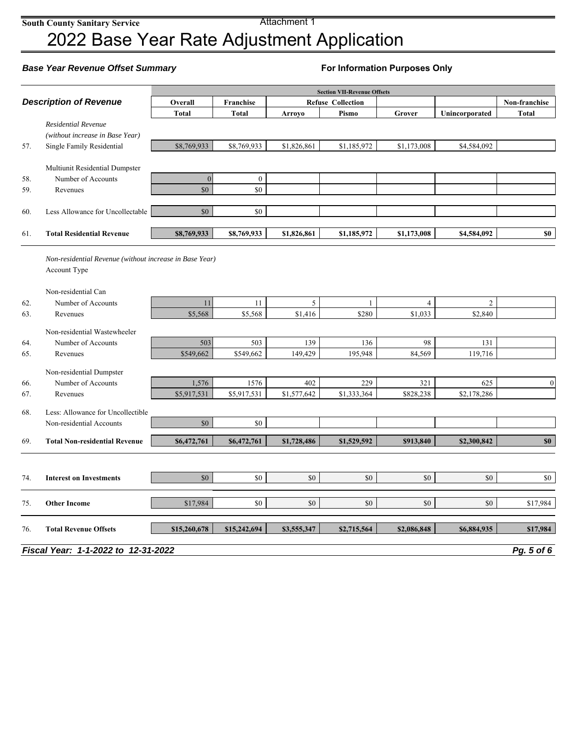**South County Sanitary Service**

Attachment 1

# 2022 Base Year Rate Adjustment Application

***Base Year Revenue Offset Summary*** **For Information Purposes Only**

| | ***Description of Revenue*** | Section VII-Revenue Offsets | | | | | | |
|---|---|---|---|---|---|---|---|---|
| | | **Overall** | **Franchise** | | **Refuse Collection** | | | **Non-franchise** |
| | | **Total** | **Total** | **Arroyo** | **Pismo** | **Grover** | **Unincorporated** | **Total** |
| | *Residential Revenue (without increase in Base Year)* | | | | | | | |
| 57. | Single Family Residential | $8,769,933 | $8,769,933 | $1,826,861 | $1,185,972 | $1,173,008 | $4,584,092 | |
| | Multiunit Residential Dumpster | | | | | | | |
| 58. | Number of Accounts | 0 | 0 | | | | | |
| 59. | Revenues | $0 | $0 | | | | | |
| 60. | Less Allowance for Uncollectable | $0 | $0 | | | | | |
| 61. | **Total Residential Revenue** | **$8,769,933** | **$8,769,933** | **$1,826,861** | **$1,185,972** | **$1,173,008** | **$4,584,092** | **$0** |
| | *Non-residential Revenue (without increase in Base Year)* Account Type | | | | | | | |
| | Non-residential Can | | | | | | | |
| 62. | Number of Accounts | 11 | 11 | 5 | 1 | 4 | 2 | |
| 63. | Revenues | $5,568 | $5,568 | $1,416 | $280 | $1,033 | $2,840 | |
| | Non-residential Wastewheeler | | | | | | | |
| 64. | Number of Accounts | 503 | 503 | 139 | 136 | 98 | 131 | |
| 65. | Revenues | $549,662 | $549,662 | 149,429 | 195,948 | 84,569 | 119,716 | |
| | Non-residential Dumpster | | | | | | | |
| 66. | Number of Accounts | 1,576 | 1576 | 402 | 229 | 321 | 625 | 0 |
| 67. | Revenues | $5,917,531 | $5,917,531 | $1,577,642 | $1,333,364 | $828,238 | $2,178,286 | |
| 68. | Less: Allowance for Uncollectible Non-residential Accounts | $0 | $0 | | | | | |
| 69. | **Total Non-residential Revenue** | **$6,472,761** | **$6,472,761** | **$1,728,486** | **$1,529,592** | **$913,840** | **$2,300,842** | **$0** |
| 74. | **Interest on Investments** | $0 | $0 | $0 | $0 | $0 | $0 | $0 |
| 75. | **Other Income** | $17,984 | $0 | $0 | $0 | $0 | $0 | $17,984 |
| 76. | **Total Revenue Offsets** | **$15,260,678** | **$15,242,694** | **$3,555,347** | **$2,715,564** | **$2,086,848** | **$6,884,935** | **$17,984** |

***Fiscal Year: 1-1-2022 to 12-31-2022***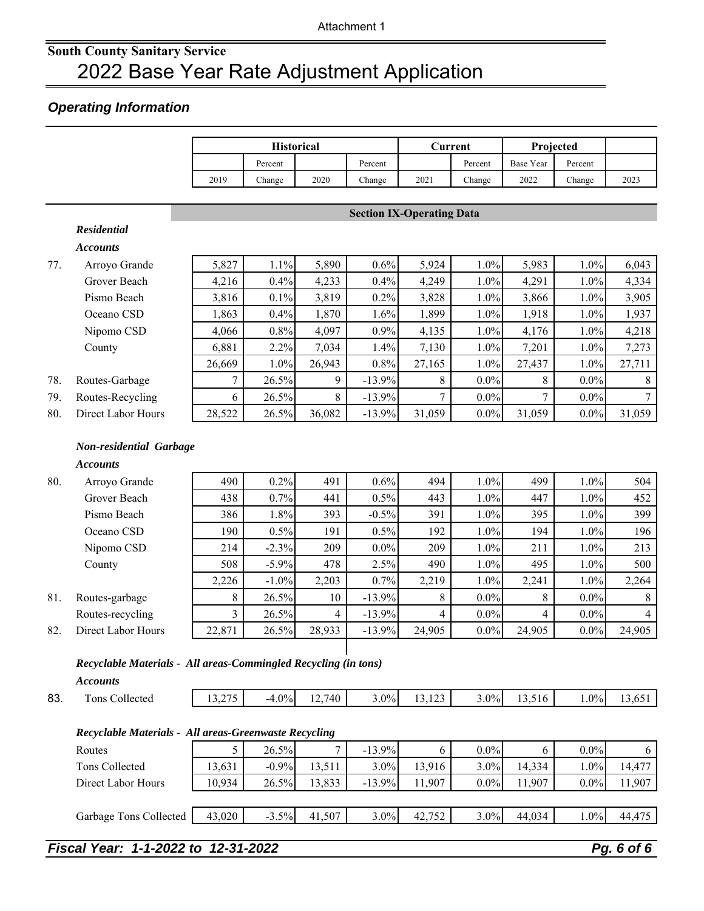Attachment 1

# South County Sanitary Service

## 2022 Base Year Rate Adjustment Application

### *Operating Information*

| | | Historical | | | | Current | | Projected | | |
|---|---|---|---|---|---|---|---|---|---|---|
| | | | Percent | | Percent | | Percent | Base Year | Percent | |
| | | 2019 | Change | 2020 | Change | 2021 | Change | 2022 | Change | 2023 |
| | **Section IX-Operating Data** | | | | | | | | | |
| | ***Residential*** | | | | | | | | | |
| | ***Accounts*** | | | | | | | | | |
| 77. | Arroyo Grande | 5,827 | 1.1% | 5,890 | 0.6% | 5,924 | 1.0% | 5,983 | 1.0% | 6,043 |
| | Grover Beach | 4,216 | 0.4% | 4,233 | 0.4% | 4,249 | 1.0% | 4,291 | 1.0% | 4,334 |
| | Pismo Beach | 3,816 | 0.1% | 3,819 | 0.2% | 3,828 | 1.0% | 3,866 | 1.0% | 3,905 |
| | Oceano CSD | 1,863 | 0.4% | 1,870 | 1.6% | 1,899 | 1.0% | 1,918 | 1.0% | 1,937 |
| | Nipomo CSD | 4,066 | 0.8% | 4,097 | 0.9% | 4,135 | 1.0% | 4,176 | 1.0% | 4,218 |
| | County | 6,881 | 2.2% | 7,034 | 1.4% | 7,130 | 1.0% | 7,201 | 1.0% | 7,273 |
| | | 26,669 | 1.0% | 26,943 | 0.8% | 27,165 | 1.0% | 27,437 | 1.0% | 27,711 |
| 78. | Routes-Garbage | 7 | 26.5% | 9 | -13.9% | 8 | 0.0% | 8 | 0.0% | 8 |
| 79. | Routes-Recycling | 6 | 26.5% | 8 | -13.9% | 7 | 0.0% | 7 | 0.0% | 7 |
| 80. | Direct Labor Hours | 28,522 | 26.5% | 36,082 | -13.9% | 31,059 | 0.0% | 31,059 | 0.0% | 31,059 |
| | ***Non-residential Garbage*** | | | | | | | | | |
| | ***Accounts*** | | | | | | | | | |
| 80. | Arroyo Grande | 490 | 0.2% | 491 | 0.6% | 494 | 1.0% | 499 | 1.0% | 504 |
| | Grover Beach | 438 | 0.7% | 441 | 0.5% | 443 | 1.0% | 447 | 1.0% | 452 |
| | Pismo Beach | 386 | 1.8% | 393 | -0.5% | 391 | 1.0% | 395 | 1.0% | 399 |
| | Oceano CSD | 190 | 0.5% | 191 | 0.5% | 192 | 1.0% | 194 | 1.0% | 196 |
| | Nipomo CSD | 214 | -2.3% | 209 | 0.0% | 209 | 1.0% | 211 | 1.0% | 213 |
| | County | 508 | -5.9% | 478 | 2.5% | 490 | 1.0% | 495 | 1.0% | 500 |
| | | 2,226 | -1.0% | 2,203 | 0.7% | 2,219 | 1.0% | 2,241 | 1.0% | 2,264 |
| 81. | Routes-garbage | 8 | 26.5% | 10 | -13.9% | 8 | 0.0% | 8 | 0.0% | 8 |
| | Routes-recycling | 3 | 26.5% | 4 | -13.9% | 4 | 0.0% | 4 | 0.0% | 4 |
| 82. | Direct Labor Hours | 22,871 | 26.5% | 28,933 | -13.9% | 24,905 | 0.0% | 24,905 | 0.0% | 24,905 |
| | ***Recyclable Materials - All areas-Commingled Recycling (in tons)*** | | | | | | | | | |
| | ***Accounts*** | | | | | | | | | |
| 83. | Tons Collected | 13,275 | -4.0% | 12,740 | 3.0% | 13,123 | 3.0% | 13,516 | 1.0% | 13,651 |
| | ***Recyclable Materials - All areas-Greenwaste Recycling*** | | | | | | | | | |
| | Routes | 5 | 26.5% | 7 | -13.9% | 6 | 0.0% | 6 | 0.0% | 6 |
| | Tons Collected | 13,631 | -0.9% | 13,511 | 3.0% | 13,916 | 3.0% | 14,334 | 1.0% | 14,477 |
| | Direct Labor Hours | 10,934 | 26.5% | 13,833 | -13.9% | 11,907 | 0.0% | 11,907 | 0.0% | 11,907 |
| | Garbage Tons Collected | 43,020 | -3.5% | 41,507 | 3.0% | 42,752 | 3.0% | 44,034 | 1.0% | 44,475 |

***Fiscal Year: 1-1-2022 to 12-31-2022***